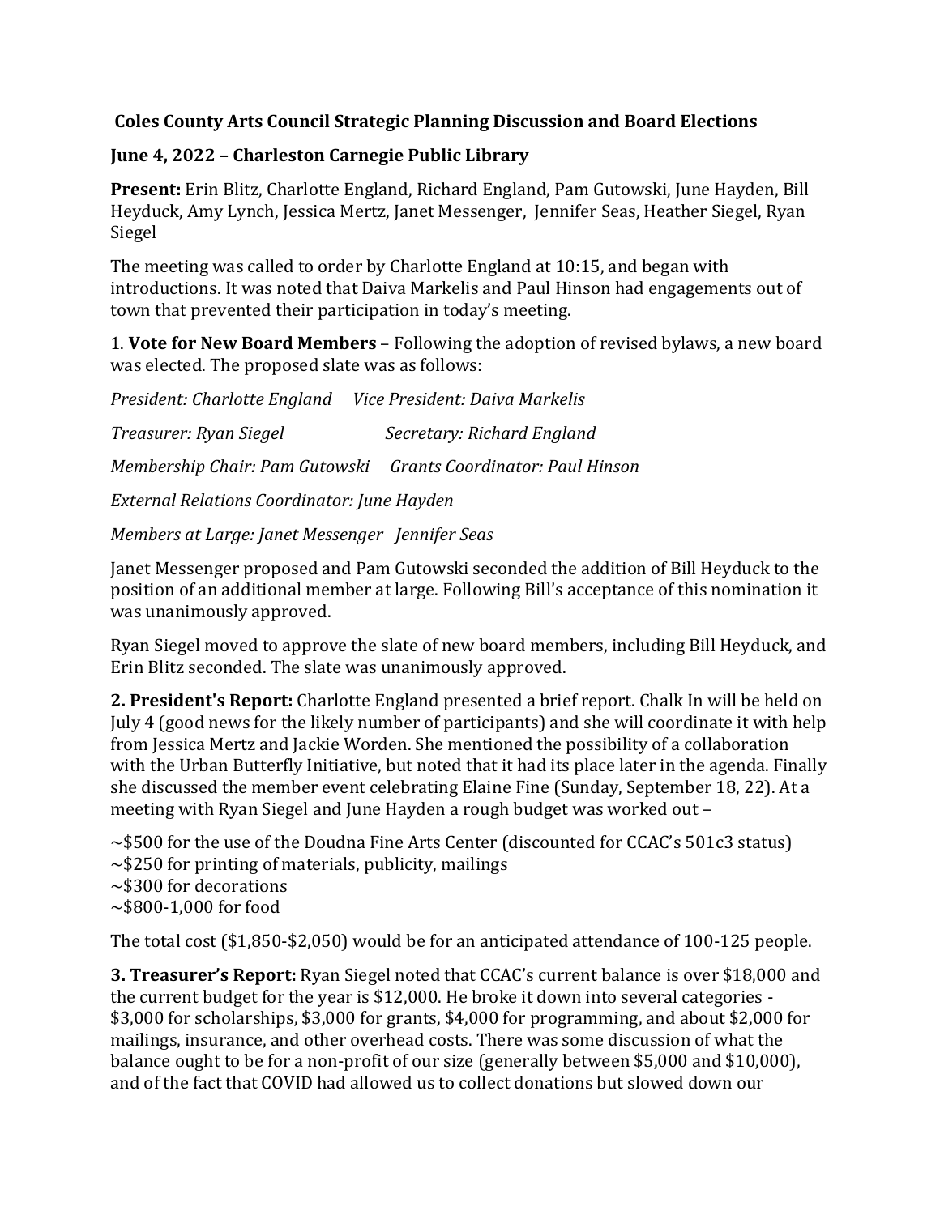**Coles County Arts Council Strategic Planning Discussion and Board Elections**

**June 4, 2022 – Charleston Carnegie Public Library**

**Present:** Erin Blitz, Charlotte England, Richard England, Pam Gutowski, June Hayden, Bill Heyduck, Amy Lynch, Jessica Mertz, Janet Messenger, Jennifer Seas, Heather Siegel, Ryan Siegel

The meeting was called to order by Charlotte England at 10:15, and began with introductions. It was noted that Daiva Markelis and Paul Hinson had engagements out of town that prevented their participation in today's meeting.

1. **Vote for New Board Members** – Following the adoption of revised bylaws, a new board was elected. The proposed slate was as follows:

*President: Charlotte England     Vice President: Daiva Markelis*

*Treasurer: Ryan Siegel     Secretary: Richard England*

*Membership Chair: Pam Gutowski     Grants Coordinator: Paul Hinson*

*External Relations Coordinator: June Hayden*

*Members at Large: Janet Messenger   Jennifer Seas*

Janet Messenger proposed and Pam Gutowski seconded the addition of Bill Heyduck to the position of an additional member at large. Following Bill's acceptance of this nomination it was unanimously approved.

Ryan Siegel moved to approve the slate of new board members, including Bill Heyduck, and Erin Blitz seconded. The slate was unanimously approved.

**2. President's Report:** Charlotte England presented a brief report. Chalk In will be held on July 4 (good news for the likely number of participants) and she will coordinate it with help from Jessica Mertz and Jackie Worden. She mentioned the possibility of a collaboration with the Urban Butterfly Initiative, but noted that it had its place later in the agenda. Finally she discussed the member event celebrating Elaine Fine (Sunday, September 18, 22). At a meeting with Ryan Siegel and June Hayden a rough budget was worked out –

~\$500 for the use of the Doudna Fine Arts Center (discounted for CCAC's 501c3 status)
~\$250 for printing of materials, publicity, mailings
~\$300 for decorations
~\$800-1,000 for food

The total cost (\$1,850-\$2,050) would be for an anticipated attendance of 100-125 people.

**3. Treasurer's Report:** Ryan Siegel noted that CCAC's current balance is over \$18,000 and the current budget for the year is \$12,000. He broke it down into several categories - \$3,000 for scholarships, \$3,000 for grants, \$4,000 for programming, and about \$2,000 for mailings, insurance, and other overhead costs. There was some discussion of what the balance ought to be for a non-profit of our size (generally between \$5,000 and \$10,000), and of the fact that COVID had allowed us to collect donations but slowed down our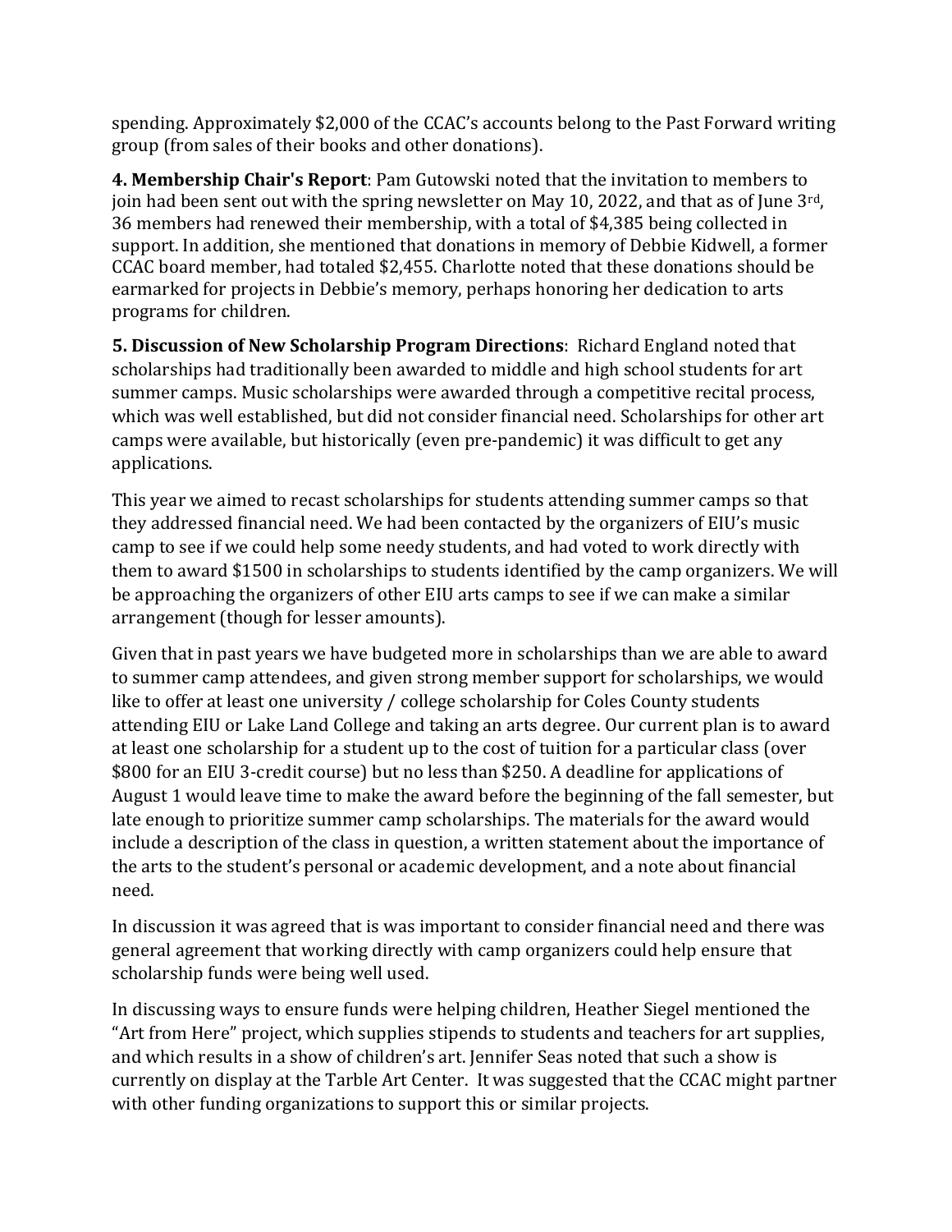spending. Approximately $2,000 of the CCAC's accounts belong to the Past Forward writing group (from sales of their books and other donations).

**4. Membership Chair's Report**: Pam Gutowski noted that the invitation to members to join had been sent out with the spring newsletter on May 10, 2022, and that as of June 3rd, 36 members had renewed their membership, with a total of $4,385 being collected in support. In addition, she mentioned that donations in memory of Debbie Kidwell, a former CCAC board member, had totaled $2,455. Charlotte noted that these donations should be earmarked for projects in Debbie's memory, perhaps honoring her dedication to arts programs for children.

**5. Discussion of New Scholarship Program Directions**: Richard England noted that scholarships had traditionally been awarded to middle and high school students for art summer camps. Music scholarships were awarded through a competitive recital process, which was well established, but did not consider financial need. Scholarships for other art camps were available, but historically (even pre-pandemic) it was difficult to get any applications.

This year we aimed to recast scholarships for students attending summer camps so that they addressed financial need. We had been contacted by the organizers of EIU's music camp to see if we could help some needy students, and had voted to work directly with them to award $1500 in scholarships to students identified by the camp organizers. We will be approaching the organizers of other EIU arts camps to see if we can make a similar arrangement (though for lesser amounts).

Given that in past years we have budgeted more in scholarships than we are able to award to summer camp attendees, and given strong member support for scholarships, we would like to offer at least one university / college scholarship for Coles County students attending EIU or Lake Land College and taking an arts degree. Our current plan is to award at least one scholarship for a student up to the cost of tuition for a particular class (over $800 for an EIU 3-credit course) but no less than $250. A deadline for applications of August 1 would leave time to make the award before the beginning of the fall semester, but late enough to prioritize summer camp scholarships. The materials for the award would include a description of the class in question, a written statement about the importance of the arts to the student's personal or academic development, and a note about financial need.

In discussion it was agreed that is was important to consider financial need and there was general agreement that working directly with camp organizers could help ensure that scholarship funds were being well used.

In discussing ways to ensure funds were helping children, Heather Siegel mentioned the "Art from Here" project, which supplies stipends to students and teachers for art supplies, and which results in a show of children's art. Jennifer Seas noted that such a show is currently on display at the Tarble Art Center. It was suggested that the CCAC might partner with other funding organizations to support this or similar projects.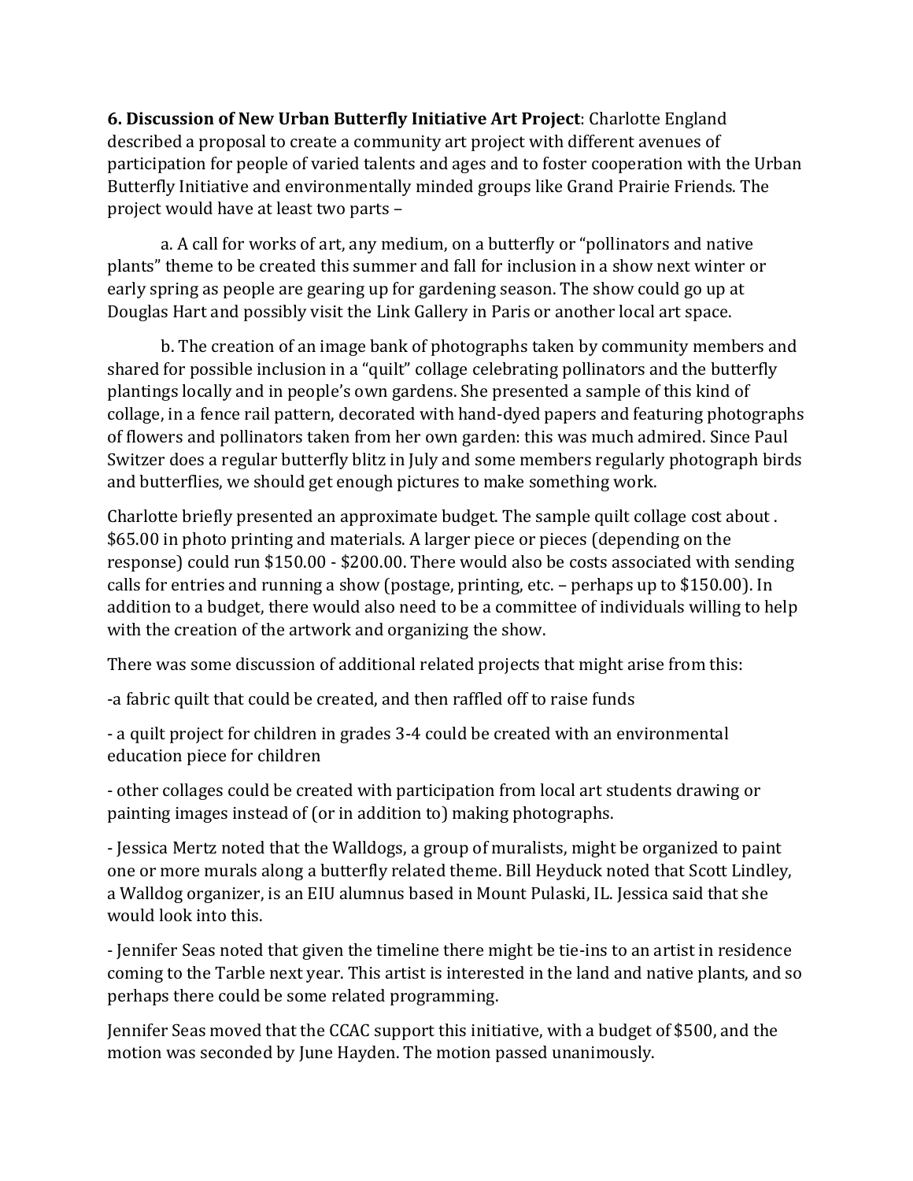**6. Discussion of New Urban Butterfly Initiative Art Project**: Charlotte England described a proposal to create a community art project with different avenues of participation for people of varied talents and ages and to foster cooperation with the Urban Butterfly Initiative and environmentally minded groups like Grand Prairie Friends. The project would have at least two parts –

a. A call for works of art, any medium, on a butterfly or "pollinators and native plants" theme to be created this summer and fall for inclusion in a show next winter or early spring as people are gearing up for gardening season. The show could go up at Douglas Hart and possibly visit the Link Gallery in Paris or another local art space.

b. The creation of an image bank of photographs taken by community members and shared for possible inclusion in a "quilt" collage celebrating pollinators and the butterfly plantings locally and in people's own gardens. She presented a sample of this kind of collage, in a fence rail pattern, decorated with hand-dyed papers and featuring photographs of flowers and pollinators taken from her own garden: this was much admired. Since Paul Switzer does a regular butterfly blitz in July and some members regularly photograph birds and butterflies, we should get enough pictures to make something work.

Charlotte briefly presented an approximate budget. The sample quilt collage cost about . $65.00 in photo printing and materials. A larger piece or pieces (depending on the response) could run $150.00 - $200.00. There would also be costs associated with sending calls for entries and running a show (postage, printing, etc. – perhaps up to $150.00). In addition to a budget, there would also need to be a committee of individuals willing to help with the creation of the artwork and organizing the show.

There was some discussion of additional related projects that might arise from this:

-a fabric quilt that could be created, and then raffled off to raise funds

- a quilt project for children in grades 3-4 could be created with an environmental education piece for children

- other collages could be created with participation from local art students drawing or painting images instead of (or in addition to) making photographs.

- Jessica Mertz noted that the Walldogs, a group of muralists, might be organized to paint one or more murals along a butterfly related theme. Bill Heyduck noted that Scott Lindley, a Walldog organizer, is an EIU alumnus based in Mount Pulaski, IL. Jessica said that she would look into this.

- Jennifer Seas noted that given the timeline there might be tie-ins to an artist in residence coming to the Tarble next year. This artist is interested in the land and native plants, and so perhaps there could be some related programming.

Jennifer Seas moved that the CCAC support this initiative, with a budget of $500, and the motion was seconded by June Hayden. The motion passed unanimously.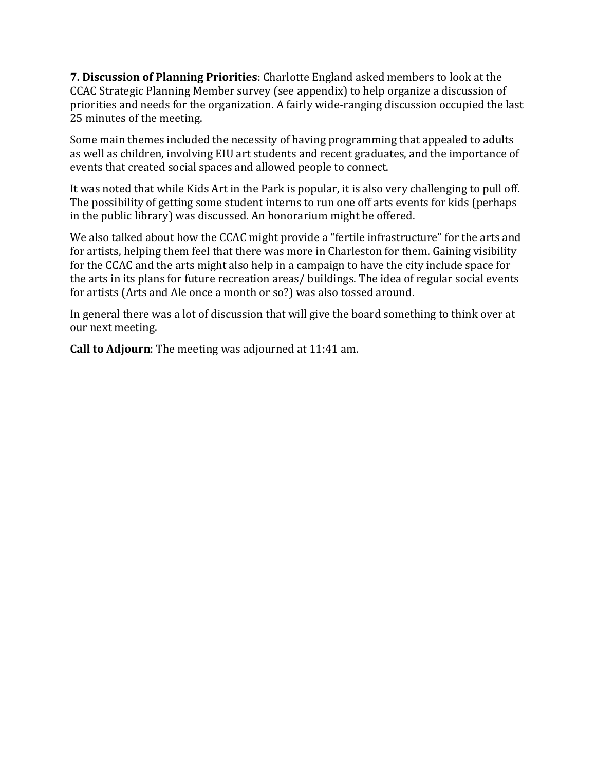**7. Discussion of Planning Priorities**: Charlotte England asked members to look at the CCAC Strategic Planning Member survey (see appendix) to help organize a discussion of priorities and needs for the organization. A fairly wide-ranging discussion occupied the last 25 minutes of the meeting.

Some main themes included the necessity of having programming that appealed to adults as well as children, involving EIU art students and recent graduates, and the importance of events that created social spaces and allowed people to connect.

It was noted that while Kids Art in the Park is popular, it is also very challenging to pull off. The possibility of getting some student interns to run one off arts events for kids (perhaps in the public library) was discussed. An honorarium might be offered.

We also talked about how the CCAC might provide a "fertile infrastructure" for the arts and for artists, helping them feel that there was more in Charleston for them. Gaining visibility for the CCAC and the arts might also help in a campaign to have the city include space for the arts in its plans for future recreation areas/ buildings. The idea of regular social events for artists (Arts and Ale once a month or so?) was also tossed around.

In general there was a lot of discussion that will give the board something to think over at our next meeting.

**Call to Adjourn**: The meeting was adjourned at 11:41 am.